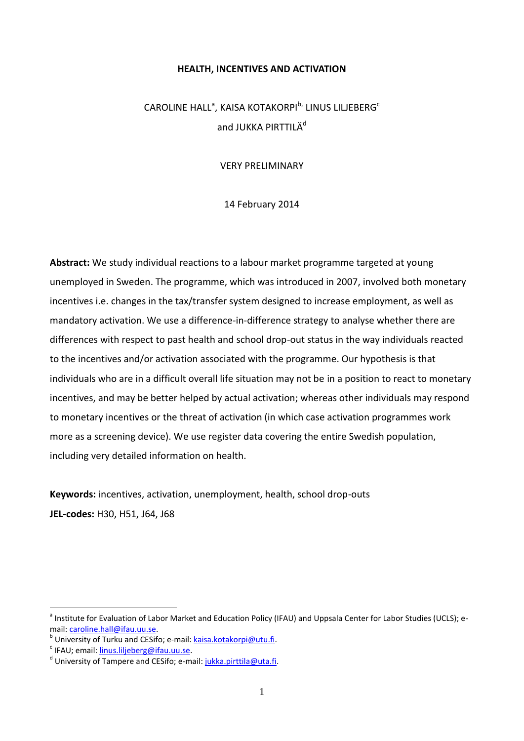**HEALTH, INCENTIVES AND ACTIVATION**

CAROLINE HALL[a], KAISA KOTAKORPI[b], LINUS LILJEBERG[c]
and JUKKA PIRTTILÄ[d]

VERY PRELIMINARY

14 February 2014

**Abstract:** We study individual reactions to a labour market programme targeted at young unemployed in Sweden. The programme, which was introduced in 2007, involved both monetary incentives i.e. changes in the tax/transfer system designed to increase employment, as well as mandatory activation. We use a difference-in-difference strategy to analyse whether there are differences with respect to past health and school drop-out status in the way individuals reacted to the incentives and/or activation associated with the programme. Our hypothesis is that individuals who are in a difficult overall life situation may not be in a position to react to monetary incentives, and may be better helped by actual activation; whereas other individuals may respond to monetary incentives or the threat of activation (in which case activation programmes work more as a screening device). We use register data covering the entire Swedish population, including very detailed information on health.

**Keywords:** incentives, activation, unemployment, health, school drop-outs
**JEL-codes:** H30, H51, J64, J68

---

[a] Institute for Evaluation of Labor Market and Education Policy (IFAU) and Uppsala Center for Labor Studies (UCLS); e-mail: caroline.hall@ifau.uu.se.
[b] University of Turku and CESifo; e-mail: kaisa.kotakorpi@utu.fi.
[c] IFAU; email: linus.liljeberg@ifau.uu.se.
[d] University of Tampere and CESifo; e-mail: jukka.pirttila@uta.fi.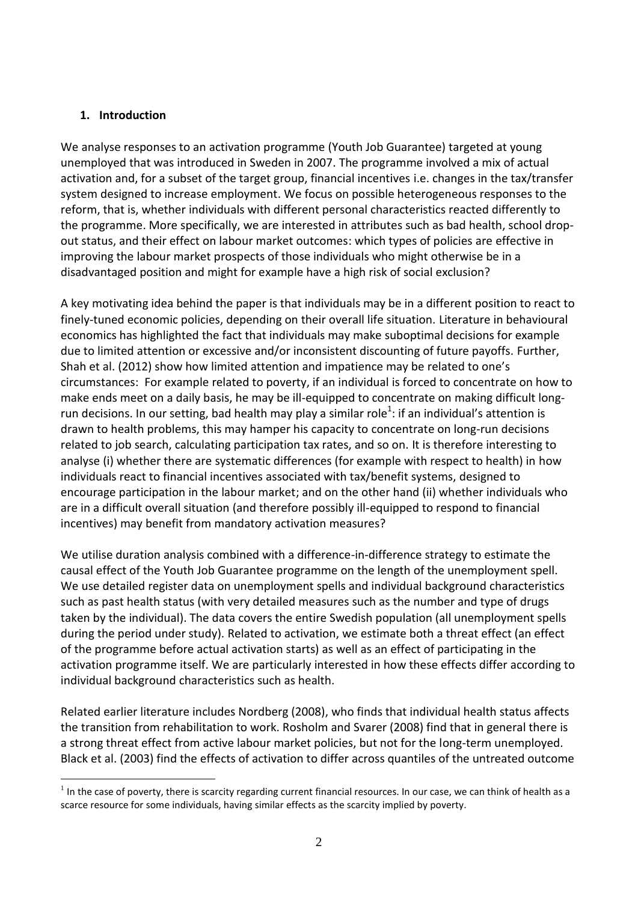## 1. Introduction

We analyse responses to an activation programme (Youth Job Guarantee) targeted at young unemployed that was introduced in Sweden in 2007. The programme involved a mix of actual activation and, for a subset of the target group, financial incentives i.e. changes in the tax/transfer system designed to increase employment. We focus on possible heterogeneous responses to the reform, that is, whether individuals with different personal characteristics reacted differently to the programme. More specifically, we are interested in attributes such as bad health, school drop-out status, and their effect on labour market outcomes: which types of policies are effective in improving the labour market prospects of those individuals who might otherwise be in a disadvantaged position and might for example have a high risk of social exclusion?

A key motivating idea behind the paper is that individuals may be in a different position to react to finely-tuned economic policies, depending on their overall life situation. Literature in behavioural economics has highlighted the fact that individuals may make suboptimal decisions for example due to limited attention or excessive and/or inconsistent discounting of future payoffs. Further, Shah et al. (2012) show how limited attention and impatience may be related to one's circumstances: For example related to poverty, if an individual is forced to concentrate on how to make ends meet on a daily basis, he may be ill-equipped to concentrate on making difficult long-run decisions. In our setting, bad health may play a similar role[1]: if an individual's attention is drawn to health problems, this may hamper his capacity to concentrate on long-run decisions related to job search, calculating participation tax rates, and so on. It is therefore interesting to analyse (i) whether there are systematic differences (for example with respect to health) in how individuals react to financial incentives associated with tax/benefit systems, designed to encourage participation in the labour market; and on the other hand (ii) whether individuals who are in a difficult overall situation (and therefore possibly ill-equipped to respond to financial incentives) may benefit from mandatory activation measures?

We utilise duration analysis combined with a difference-in-difference strategy to estimate the causal effect of the Youth Job Guarantee programme on the length of the unemployment spell. We use detailed register data on unemployment spells and individual background characteristics such as past health status (with very detailed measures such as the number and type of drugs taken by the individual). The data covers the entire Swedish population (all unemployment spells during the period under study). Related to activation, we estimate both a threat effect (an effect of the programme before actual activation starts) as well as an effect of participating in the activation programme itself. We are particularly interested in how these effects differ according to individual background characteristics such as health.

Related earlier literature includes Nordberg (2008), who finds that individual health status affects the transition from rehabilitation to work. Rosholm and Svarer (2008) find that in general there is a strong threat effect from active labour market policies, but not for the long-term unemployed. Black et al. (2003) find the effects of activation to differ across quantiles of the untreated outcome

[1] In the case of poverty, there is scarcity regarding current financial resources. In our case, we can think of health as a scarce resource for some individuals, having similar effects as the scarcity implied by poverty.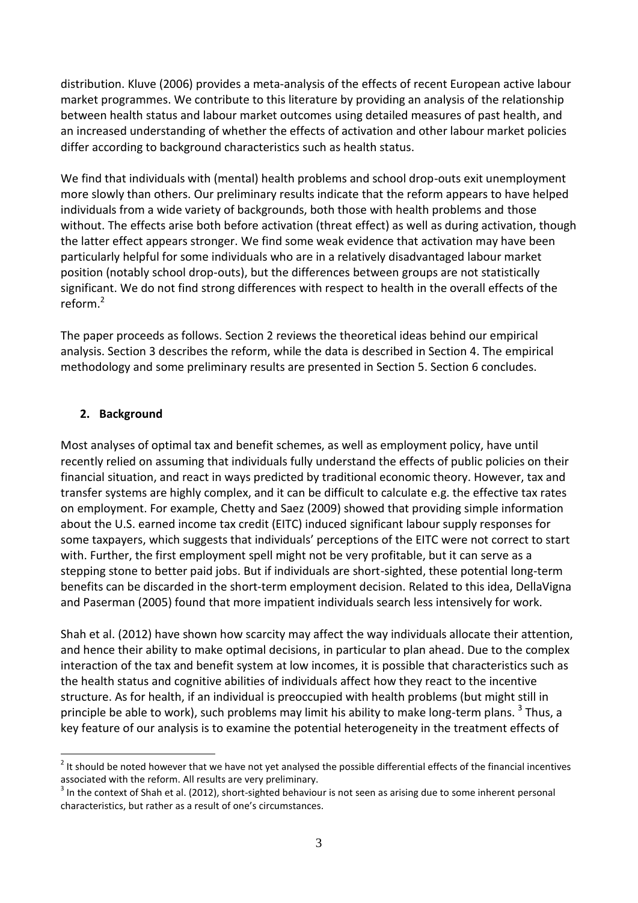distribution. Kluve (2006) provides a meta-analysis of the effects of recent European active labour market programmes. We contribute to this literature by providing an analysis of the relationship between health status and labour market outcomes using detailed measures of past health, and an increased understanding of whether the effects of activation and other labour market policies differ according to background characteristics such as health status.

We find that individuals with (mental) health problems and school drop-outs exit unemployment more slowly than others. Our preliminary results indicate that the reform appears to have helped individuals from a wide variety of backgrounds, both those with health problems and those without. The effects arise both before activation (threat effect) as well as during activation, though the latter effect appears stronger. We find some weak evidence that activation may have been particularly helpful for some individuals who are in a relatively disadvantaged labour market position (notably school drop-outs), but the differences between groups are not statistically significant. We do not find strong differences with respect to health in the overall effects of the reform.[2]

The paper proceeds as follows. Section 2 reviews the theoretical ideas behind our empirical analysis. Section 3 describes the reform, while the data is described in Section 4. The empirical methodology and some preliminary results are presented in Section 5. Section 6 concludes.

## 2. Background

Most analyses of optimal tax and benefit schemes, as well as employment policy, have until recently relied on assuming that individuals fully understand the effects of public policies on their financial situation, and react in ways predicted by traditional economic theory. However, tax and transfer systems are highly complex, and it can be difficult to calculate e.g. the effective tax rates on employment. For example, Chetty and Saez (2009) showed that providing simple information about the U.S. earned income tax credit (EITC) induced significant labour supply responses for some taxpayers, which suggests that individuals' perceptions of the EITC were not correct to start with. Further, the first employment spell might not be very profitable, but it can serve as a stepping stone to better paid jobs. But if individuals are short-sighted, these potential long-term benefits can be discarded in the short-term employment decision. Related to this idea, DellaVigna and Paserman (2005) found that more impatient individuals search less intensively for work.

Shah et al. (2012) have shown how scarcity may affect the way individuals allocate their attention, and hence their ability to make optimal decisions, in particular to plan ahead. Due to the complex interaction of the tax and benefit system at low incomes, it is possible that characteristics such as the health status and cognitive abilities of individuals affect how they react to the incentive structure. As for health, if an individual is preoccupied with health problems (but might still in principle be able to work), such problems may limit his ability to make long-term plans.[3] Thus, a key feature of our analysis is to examine the potential heterogeneity in the treatment effects of

---

[2] It should be noted however that we have not yet analysed the possible differential effects of the financial incentives associated with the reform. All results are very preliminary.

[3] In the context of Shah et al. (2012), short-sighted behaviour is not seen as arising due to some inherent personal characteristics, but rather as a result of one's circumstances.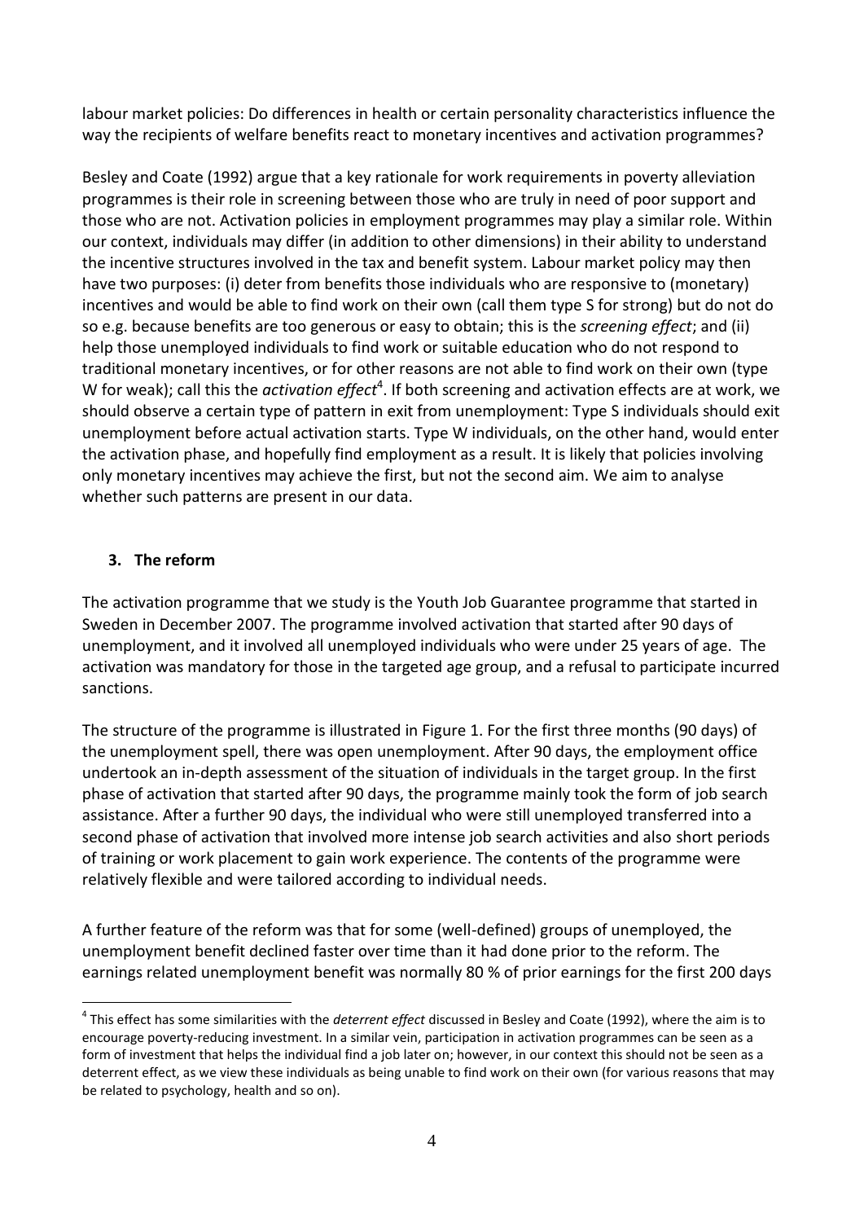labour market policies: Do differences in health or certain personality characteristics influence the way the recipients of welfare benefits react to monetary incentives and activation programmes?

Besley and Coate (1992) argue that a key rationale for work requirements in poverty alleviation programmes is their role in screening between those who are truly in need of poor support and those who are not. Activation policies in employment programmes may play a similar role. Within our context, individuals may differ (in addition to other dimensions) in their ability to understand the incentive structures involved in the tax and benefit system. Labour market policy may then have two purposes: (i) deter from benefits those individuals who are responsive to (monetary) incentives and would be able to find work on their own (call them type S for strong) but do not do so e.g. because benefits are too generous or easy to obtain; this is the *screening effect*; and (ii) help those unemployed individuals to find work or suitable education who do not respond to traditional monetary incentives, or for other reasons are not able to find work on their own (type W for weak); call this the *activation effect*[4]. If both screening and activation effects are at work, we should observe a certain type of pattern in exit from unemployment: Type S individuals should exit unemployment before actual activation starts. Type W individuals, on the other hand, would enter the activation phase, and hopefully find employment as a result. It is likely that policies involving only monetary incentives may achieve the first, but not the second aim. We aim to analyse whether such patterns are present in our data.

## 3. The reform

The activation programme that we study is the Youth Job Guarantee programme that started in Sweden in December 2007. The programme involved activation that started after 90 days of unemployment, and it involved all unemployed individuals who were under 25 years of age. The activation was mandatory for those in the targeted age group, and a refusal to participate incurred sanctions.

The structure of the programme is illustrated in Figure 1. For the first three months (90 days) of the unemployment spell, there was open unemployment. After 90 days, the employment office undertook an in-depth assessment of the situation of individuals in the target group. In the first phase of activation that started after 90 days, the programme mainly took the form of job search assistance. After a further 90 days, the individual who were still unemployed transferred into a second phase of activation that involved more intense job search activities and also short periods of training or work placement to gain work experience. The contents of the programme were relatively flexible and were tailored according to individual needs.

A further feature of the reform was that for some (well-defined) groups of unemployed, the unemployment benefit declined faster over time than it had done prior to the reform. The earnings related unemployment benefit was normally 80 % of prior earnings for the first 200 days

[4] This effect has some similarities with the *deterrent effect* discussed in Besley and Coate (1992), where the aim is to encourage poverty-reducing investment. In a similar vein, participation in activation programmes can be seen as a form of investment that helps the individual find a job later on; however, in our context this should not be seen as a deterrent effect, as we view these individuals as being unable to find work on their own (for various reasons that may be related to psychology, health and so on).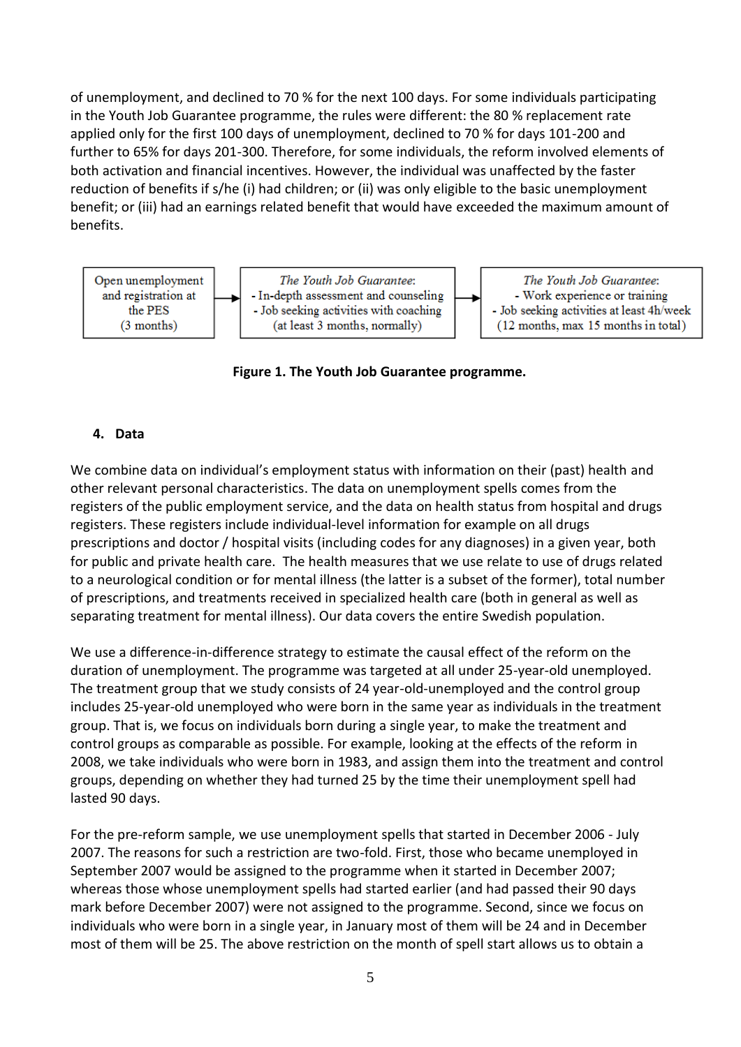of unemployment, and declined to 70 % for the next 100 days. For some individuals participating in the Youth Job Guarantee programme, the rules were different: the 80 % replacement rate applied only for the first 100 days of unemployment, declined to 70 % for days 101-200 and further to 65% for days 201-300. Therefore, for some individuals, the reform involved elements of both activation and financial incentives. However, the individual was unaffected by the faster reduction of benefits if s/he (i) had children; or (ii) was only eligible to the basic unemployment benefit; or (iii) had an earnings related benefit that would have exceeded the maximum amount of benefits.

| Open unemployment and registration at the PES (3 months) | → | *The Youth Job Guarantee*: - In-depth assessment and counseling - Job seeking activities with coaching (at least 3 months, normally) | → | *The Youth Job Guarantee*: - Work experience or training - Job seeking activities at least 4h/week (12 months, max 15 months in total) |
|---|---|---|---|---|

**Figure 1. The Youth Job Guarantee programme.**

## 4. Data

We combine data on individual's employment status with information on their (past) health and other relevant personal characteristics. The data on unemployment spells comes from the registers of the public employment service, and the data on health status from hospital and drugs registers. These registers include individual-level information for example on all drugs prescriptions and doctor / hospital visits (including codes for any diagnoses) in a given year, both for public and private health care. The health measures that we use relate to use of drugs related to a neurological condition or for mental illness (the latter is a subset of the former), total number of prescriptions, and treatments received in specialized health care (both in general as well as separating treatment for mental illness). Our data covers the entire Swedish population.

We use a difference-in-difference strategy to estimate the causal effect of the reform on the duration of unemployment. The programme was targeted at all under 25-year-old unemployed. The treatment group that we study consists of 24 year-old-unemployed and the control group includes 25-year-old unemployed who were born in the same year as individuals in the treatment group. That is, we focus on individuals born during a single year, to make the treatment and control groups as comparable as possible. For example, looking at the effects of the reform in 2008, we take individuals who were born in 1983, and assign them into the treatment and control groups, depending on whether they had turned 25 by the time their unemployment spell had lasted 90 days.

For the pre-reform sample, we use unemployment spells that started in December 2006 - July 2007. The reasons for such a restriction are two-fold. First, those who became unemployed in September 2007 would be assigned to the programme when it started in December 2007; whereas those whose unemployment spells had started earlier (and had passed their 90 days mark before December 2007) were not assigned to the programme. Second, since we focus on individuals who were born in a single year, in January most of them will be 24 and in December most of them will be 25. The above restriction on the month of spell start allows us to obtain a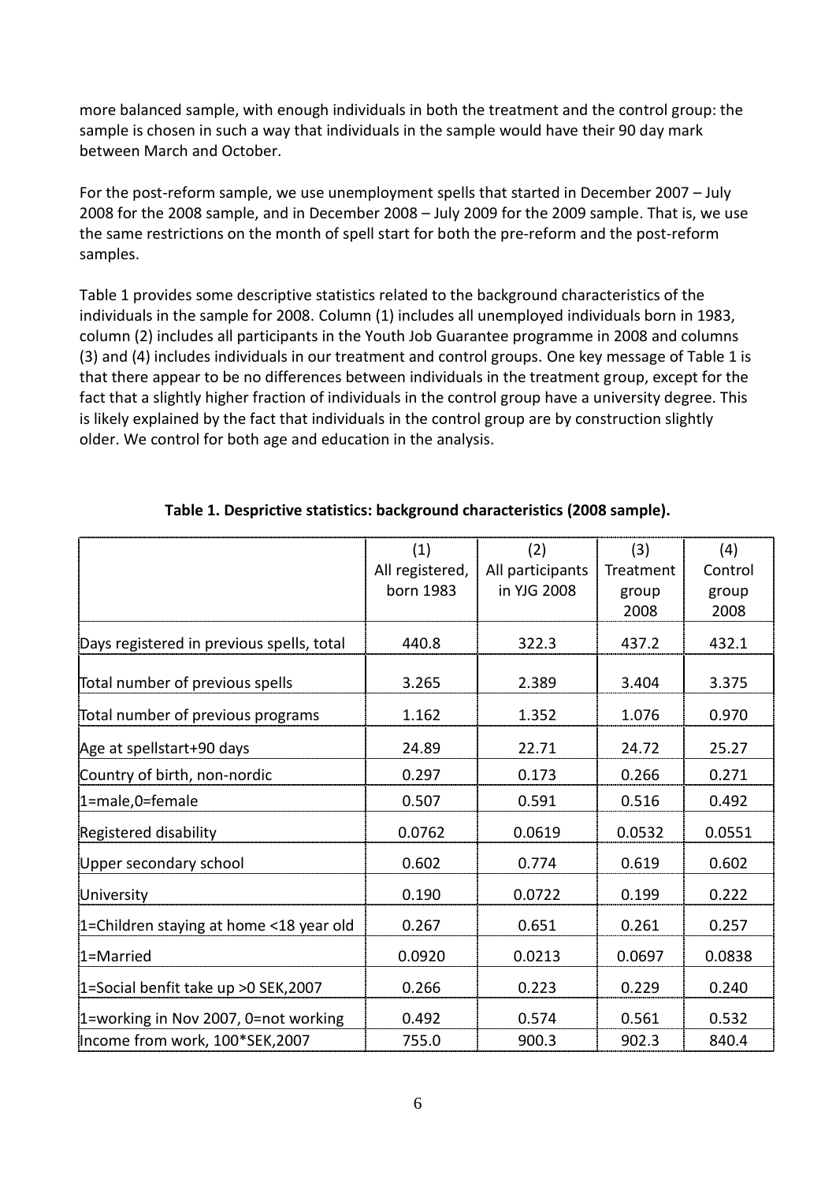more balanced sample, with enough individuals in both the treatment and the control group: the sample is chosen in such a way that individuals in the sample would have their 90 day mark between March and October.

For the post-reform sample, we use unemployment spells that started in December 2007 – July 2008 for the 2008 sample, and in December 2008 – July 2009 for the 2009 sample. That is, we use the same restrictions on the month of spell start for both the pre-reform and the post-reform samples.

Table 1 provides some descriptive statistics related to the background characteristics of the individuals in the sample for 2008. Column (1) includes all unemployed individuals born in 1983, column (2) includes all participants in the Youth Job Guarantee programme in 2008 and columns (3) and (4) includes individuals in our treatment and control groups. One key message of Table 1 is that there appear to be no differences between individuals in the treatment group, except for the fact that a slightly higher fraction of individuals in the control group have a university degree. This is likely explained by the fact that individuals in the control group are by construction slightly older. We control for both age and education in the analysis.

**Table 1. Desprictive statistics: background characteristics (2008 sample).**

| | (1) All registered, born 1983 | (2) All participants in YJG 2008 | (3) Treatment group 2008 | (4) Control group 2008 |
|---|---|---|---|---|
| Days registered in previous spells, total | 440.8 | 322.3 | 437.2 | 432.1 |
| Total number of previous spells | 3.265 | 2.389 | 3.404 | 3.375 |
| Total number of previous programs | 1.162 | 1.352 | 1.076 | 0.970 |
| Age at spellstart+90 days | 24.89 | 22.71 | 24.72 | 25.27 |
| Country of birth, non-nordic | 0.297 | 0.173 | 0.266 | 0.271 |
| 1=male,0=female | 0.507 | 0.591 | 0.516 | 0.492 |
| Registered disability | 0.0762 | 0.0619 | 0.0532 | 0.0551 |
| Upper secondary school | 0.602 | 0.774 | 0.619 | 0.602 |
| University | 0.190 | 0.0722 | 0.199 | 0.222 |
| 1=Children staying at home <18 year old | 0.267 | 0.651 | 0.261 | 0.257 |
| 1=Married | 0.0920 | 0.0213 | 0.0697 | 0.0838 |
| 1=Social benfit take up >0 SEK,2007 | 0.266 | 0.223 | 0.229 | 0.240 |
| 1=working in Nov 2007, 0=not working | 0.492 | 0.574 | 0.561 | 0.532 |
| Income from work, 100*SEK,2007 | 755.0 | 900.3 | 902.3 | 840.4 |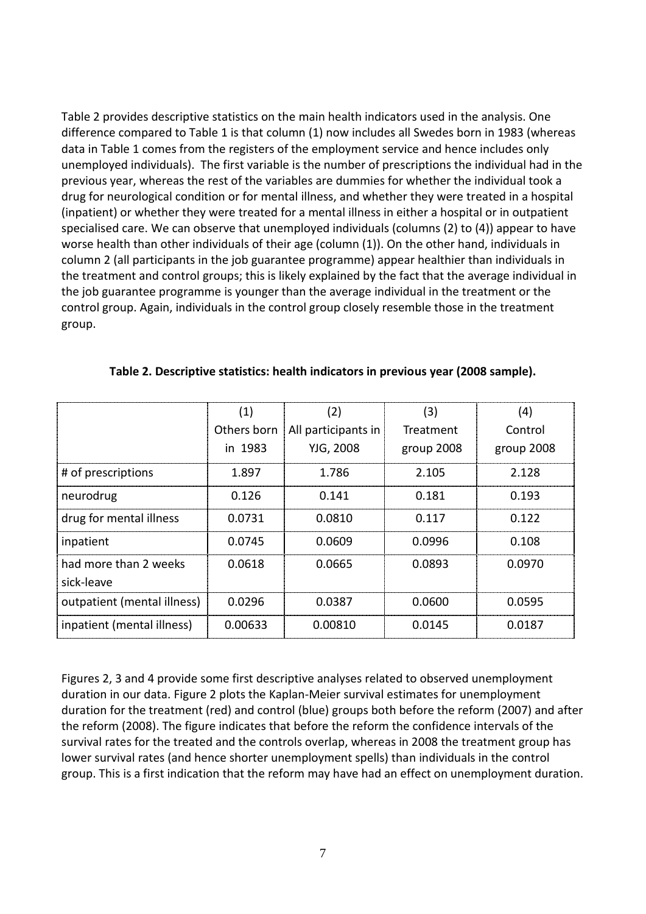Table 2 provides descriptive statistics on the main health indicators used in the analysis. One difference compared to Table 1 is that column (1) now includes all Swedes born in 1983 (whereas data in Table 1 comes from the registers of the employment service and hence includes only unemployed individuals). The first variable is the number of prescriptions the individual had in the previous year, whereas the rest of the variables are dummies for whether the individual took a drug for neurological condition or for mental illness, and whether they were treated in a hospital (inpatient) or whether they were treated for a mental illness in either a hospital or in outpatient specialised care. We can observe that unemployed individuals (columns (2) to (4)) appear to have worse health than other individuals of their age (column (1)). On the other hand, individuals in column 2 (all participants in the job guarantee programme) appear healthier than individuals in the treatment and control groups; this is likely explained by the fact that the average individual in the job guarantee programme is younger than the average individual in the treatment or the control group. Again, individuals in the control group closely resemble those in the treatment group.

**Table 2. Descriptive statistics: health indicators in previous year (2008 sample).**

| | (1) Others born in 1983 | (2) All participants in YJG, 2008 | (3) Treatment group 2008 | (4) Control group 2008 |
|---|---|---|---|---|
| # of prescriptions | 1.897 | 1.786 | 2.105 | 2.128 |
| neurodrug | 0.126 | 0.141 | 0.181 | 0.193 |
| drug for mental illness | 0.0731 | 0.0810 | 0.117 | 0.122 |
| inpatient | 0.0745 | 0.0609 | 0.0996 | 0.108 |
| had more than 2 weeks sick-leave | 0.0618 | 0.0665 | 0.0893 | 0.0970 |
| outpatient (mental illness) | 0.0296 | 0.0387 | 0.0600 | 0.0595 |
| inpatient (mental illness) | 0.00633 | 0.00810 | 0.0145 | 0.0187 |

Figures 2, 3 and 4 provide some first descriptive analyses related to observed unemployment duration in our data. Figure 2 plots the Kaplan-Meier survival estimates for unemployment duration for the treatment (red) and control (blue) groups both before the reform (2007) and after the reform (2008). The figure indicates that before the reform the confidence intervals of the survival rates for the treated and the controls overlap, whereas in 2008 the treatment group has lower survival rates (and hence shorter unemployment spells) than individuals in the control group. This is a first indication that the reform may have had an effect on unemployment duration.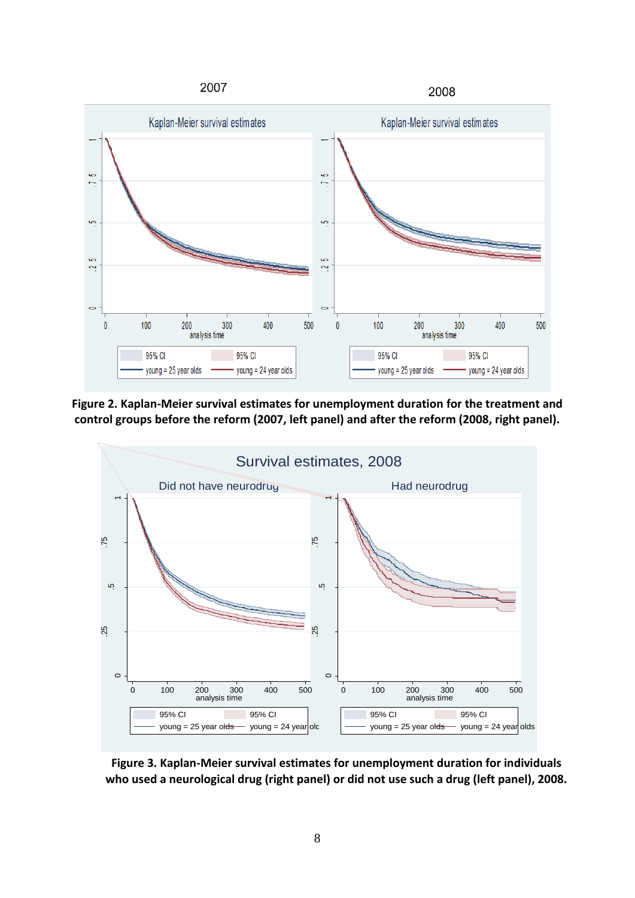**Figure 2. Kaplan-Meier survival estimates for unemployment duration for the treatment and control groups before the reform (2007, left panel) and after the reform (2008, right panel).**

**Figure 3. Kaplan-Meier survival estimates for unemployment duration for individuals who used a neurological drug (right panel) or did not use such a drug (left panel), 2008.**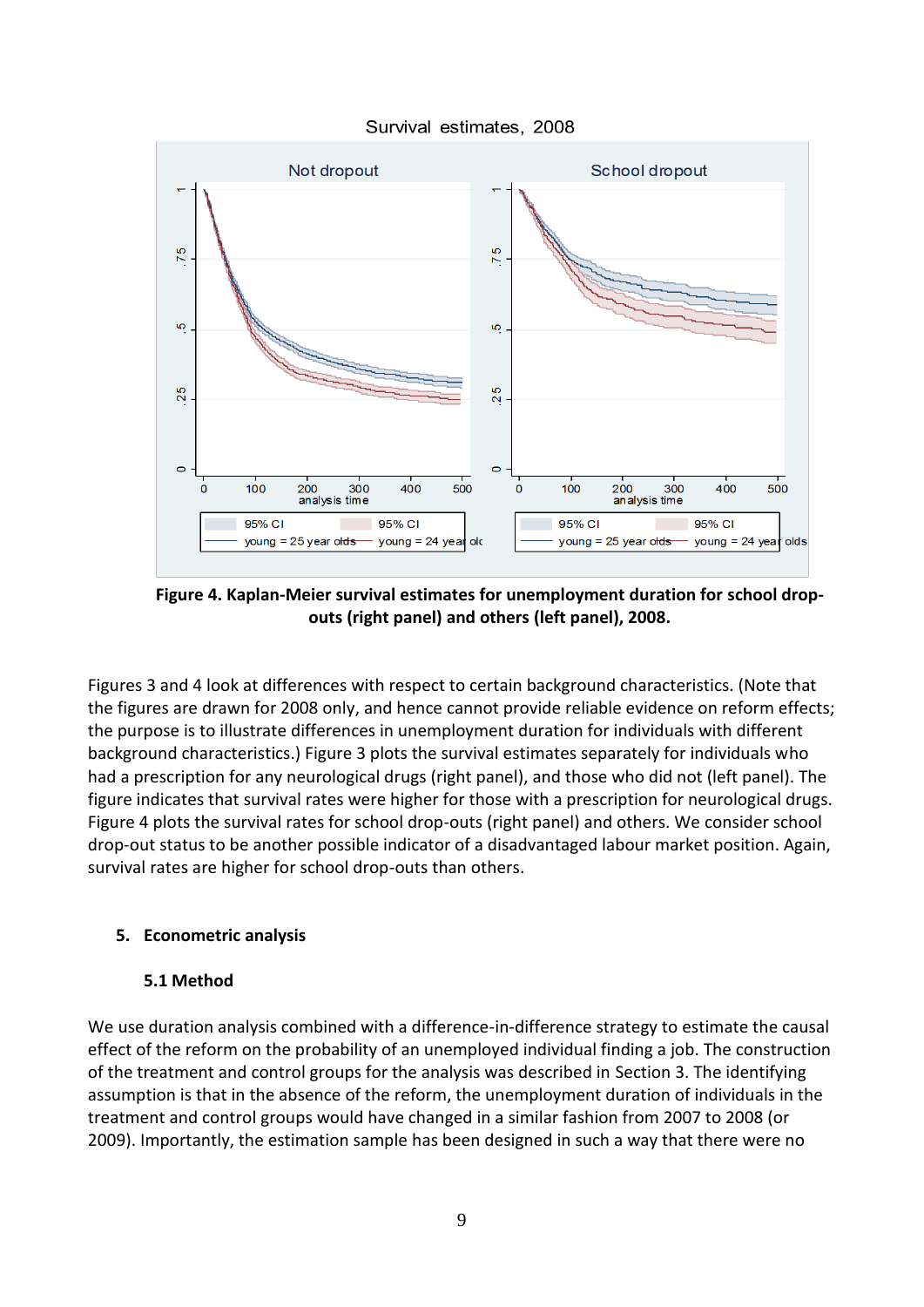**Figure 4. Kaplan-Meier survival estimates for unemployment duration for school drop-outs (right panel) and others (left panel), 2008.**

Figures 3 and 4 look at differences with respect to certain background characteristics. (Note that the figures are drawn for 2008 only, and hence cannot provide reliable evidence on reform effects; the purpose is to illustrate differences in unemployment duration for individuals with different background characteristics.) Figure 3 plots the survival estimates separately for individuals who had a prescription for any neurological drugs (right panel), and those who did not (left panel). The figure indicates that survival rates were higher for those with a prescription for neurological drugs. Figure 4 plots the survival rates for school drop-outs (right panel) and others. We consider school drop-out status to be another possible indicator of a disadvantaged labour market position. Again, survival rates are higher for school drop-outs than others.

## 5. Econometric analysis

### 5.1 Method

We use duration analysis combined with a difference-in-difference strategy to estimate the causal effect of the reform on the probability of an unemployed individual finding a job. The construction of the treatment and control groups for the analysis was described in Section 3. The identifying assumption is that in the absence of the reform, the unemployment duration of individuals in the treatment and control groups would have changed in a similar fashion from 2007 to 2008 (or 2009). Importantly, the estimation sample has been designed in such a way that there were no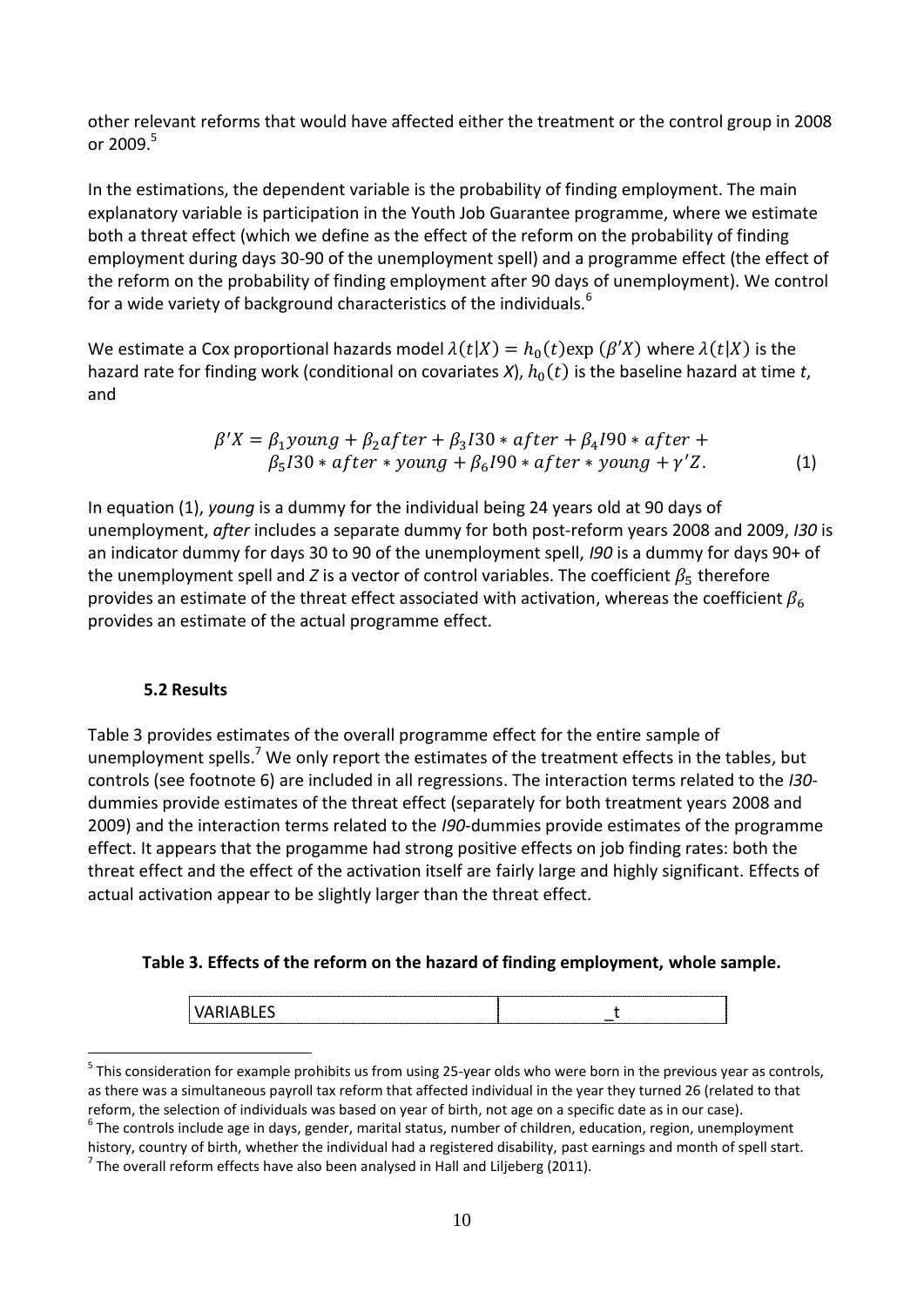other relevant reforms that would have affected either the treatment or the control group in 2008 or 2009.[5]

In the estimations, the dependent variable is the probability of finding employment. The main explanatory variable is participation in the Youth Job Guarantee programme, where we estimate both a threat effect (which we define as the effect of the reform on the probability of finding employment during days 30-90 of the unemployment spell) and a programme effect (the effect of the reform on the probability of finding employment after 90 days of unemployment). We control for a wide variety of background characteristics of the individuals.[6]

We estimate a Cox proportional hazards model $\lambda(t|X) = h_0(t)\exp(\beta' X)$ where $\lambda(t|X)$ is the hazard rate for finding work (conditional on covariates *X*), $h_0(t)$ is the baseline hazard at time *t*, and

$$\beta' X = \beta_1 young + \beta_2 after + \beta_3 I30 * after + \beta_4 I90 * after + \beta_5 I30 * after * young + \beta_6 I90 * after * young + \gamma' Z. \qquad (1)$$

In equation (1), *young* is a dummy for the individual being 24 years old at 90 days of unemployment, *after* includes a separate dummy for both post-reform years 2008 and 2009, *I30* is an indicator dummy for days 30 to 90 of the unemployment spell, *I90* is a dummy for days 90+ of the unemployment spell and *Z* is a vector of control variables. The coefficient $\beta_5$ therefore provides an estimate of the threat effect associated with activation, whereas the coefficient $\beta_6$ provides an estimate of the actual programme effect.

### 5.2 Results

Table 3 provides estimates of the overall programme effect for the entire sample of unemployment spells.[7] We only report the estimates of the treatment effects in the tables, but controls (see footnote 6) are included in all regressions. The interaction terms related to the *I30*-dummies provide estimates of the threat effect (separately for both treatment years 2008 and 2009) and the interaction terms related to the *I90*-dummies provide estimates of the programme effect. It appears that the progamme had strong positive effects on job finding rates: both the threat effect and the effect of the activation itself are fairly large and highly significant. Effects of actual activation appear to be slightly larger than the threat effect.

**Table 3. Effects of the reform on the hazard of finding employment, whole sample.**

| VARIABLES | _t |
|---|---|

[5] This consideration for example prohibits us from using 25-year olds who were born in the previous year as controls, as there was a simultaneous payroll tax reform that affected individual in the year they turned 26 (related to that reform, the selection of individuals was based on year of birth, not age on a specific date as in our case).

[6] The controls include age in days, gender, marital status, number of children, education, region, unemployment history, country of birth, whether the individual had a registered disability, past earnings and month of spell start.

[7] The overall reform effects have also been analysed in Hall and Liljeberg (2011).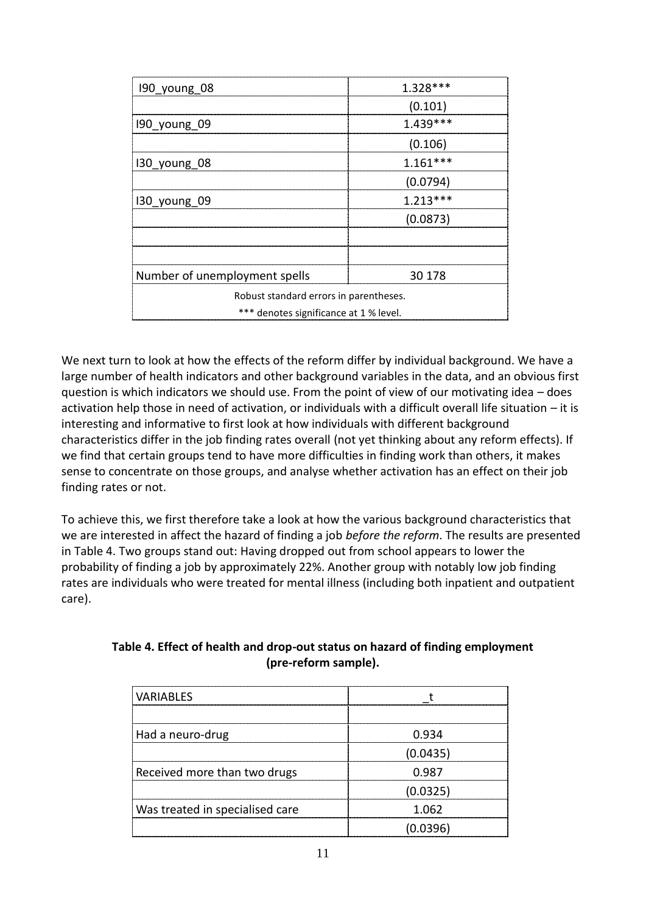| I90_young_08 | 1.328*** |
|---|---|
| | (0.101) |
| I90_young_09 | 1.439*** |
| | (0.106) |
| I30_young_08 | 1.161*** |
| | (0.0794) |
| I30_young_09 | 1.213*** |
| | (0.0873) |
| | |
| | |
| Number of unemployment spells | 30 178 |
| Robust standard errors in parentheses. | |
| *** denotes significance at 1 % level. | |

We next turn to look at how the effects of the reform differ by individual background. We have a large number of health indicators and other background variables in the data, and an obvious first question is which indicators we should use. From the point of view of our motivating idea – does activation help those in need of activation, or individuals with a difficult overall life situation – it is interesting and informative to first look at how individuals with different background characteristics differ in the job finding rates overall (not yet thinking about any reform effects). If we find that certain groups tend to have more difficulties in finding work than others, it makes sense to concentrate on those groups, and analyse whether activation has an effect on their job finding rates or not.

To achieve this, we first therefore take a look at how the various background characteristics that we are interested in affect the hazard of finding a job *before the reform*. The results are presented in Table 4. Two groups stand out: Having dropped out from school appears to lower the probability of finding a job by approximately 22%. Another group with notably low job finding rates are individuals who were treated for mental illness (including both inpatient and outpatient care).

**Table 4. Effect of health and drop-out status on hazard of finding employment (pre-reform sample).**

| VARIABLES | _t |
|---|---|
| | |
| Had a neuro-drug | 0.934 |
| | (0.0435) |
| Received more than two drugs | 0.987 |
| | (0.0325) |
| Was treated in specialised care | 1.062 |
| | (0.0396) |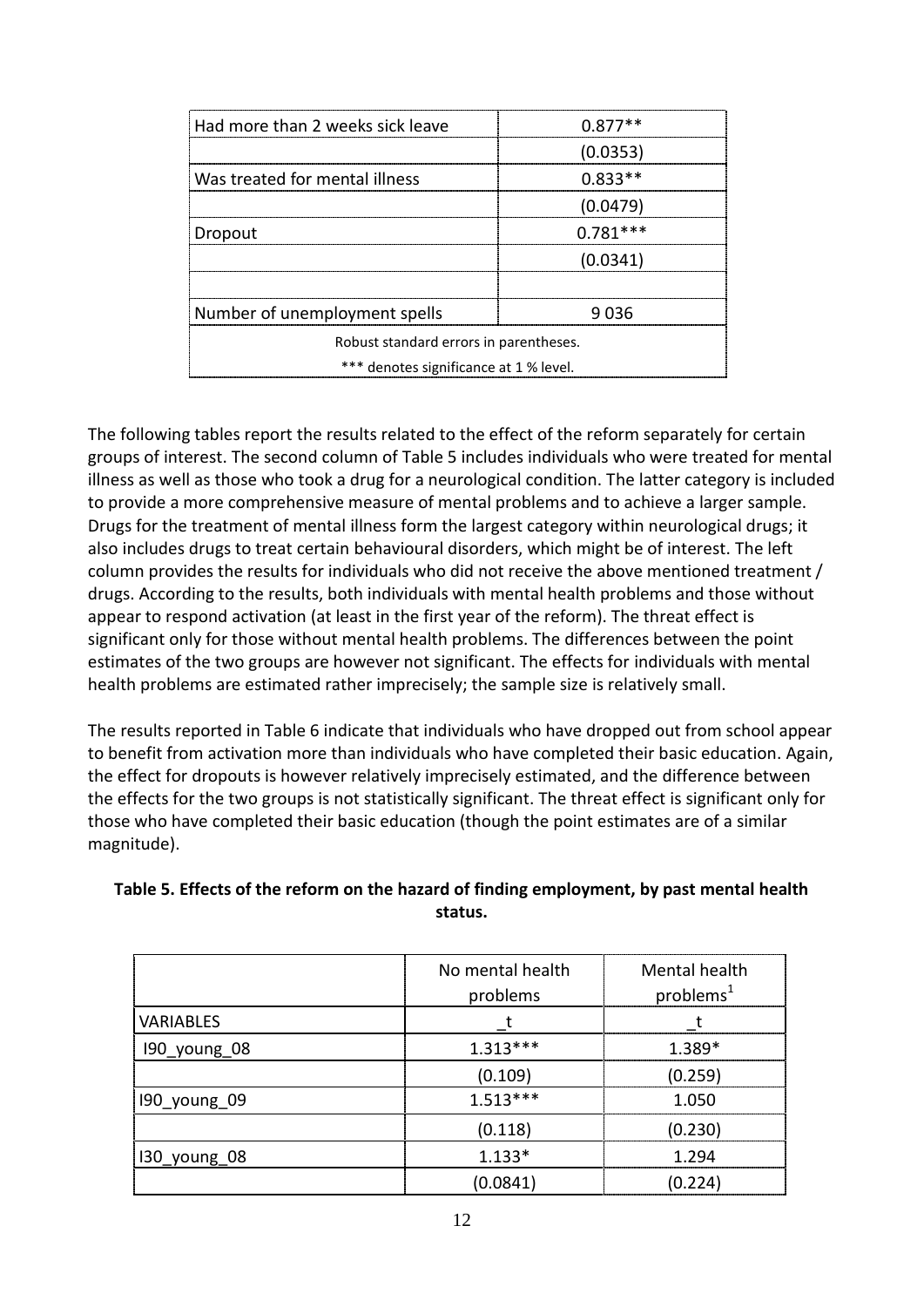| | |
|---|---|
| Had more than 2 weeks sick leave | 0.877** |
| | (0.0353) |
| Was treated for mental illness | 0.833** |
| | (0.0479) |
| Dropout | 0.781*** |
| | (0.0341) |
| | |
| Number of unemployment spells | 9 036 |
| Robust standard errors in parentheses. | |
| *** denotes significance at 1 % level. | |

The following tables report the results related to the effect of the reform separately for certain groups of interest. The second column of Table 5 includes individuals who were treated for mental illness as well as those who took a drug for a neurological condition. The latter category is included to provide a more comprehensive measure of mental problems and to achieve a larger sample. Drugs for the treatment of mental illness form the largest category within neurological drugs; it also includes drugs to treat certain behavioural disorders, which might be of interest. The left column provides the results for individuals who did not receive the above mentioned treatment / drugs. According to the results, both individuals with mental health problems and those without appear to respond activation (at least in the first year of the reform). The threat effect is significant only for those without mental health problems. The differences between the point estimates of the two groups are however not significant. The effects for individuals with mental health problems are estimated rather imprecisely; the sample size is relatively small.

The results reported in Table 6 indicate that individuals who have dropped out from school appear to benefit from activation more than individuals who have completed their basic education. Again, the effect for dropouts is however relatively imprecisely estimated, and the difference between the effects for the two groups is not statistically significant. The threat effect is significant only for those who have completed their basic education (though the point estimates are of a similar magnitude).

**Table 5. Effects of the reform on the hazard of finding employment, by past mental health status.**

| | No mental health problems | Mental health problems[1] |
|---|---|---|
| VARIABLES | _t | _t |
| I90_young_08 | 1.313*** | 1.389* |
| | (0.109) | (0.259) |
| I90_young_09 | 1.513*** | 1.050 |
| | (0.118) | (0.230) |
| I30_young_08 | 1.133* | 1.294 |
| | (0.0841) | (0.224) |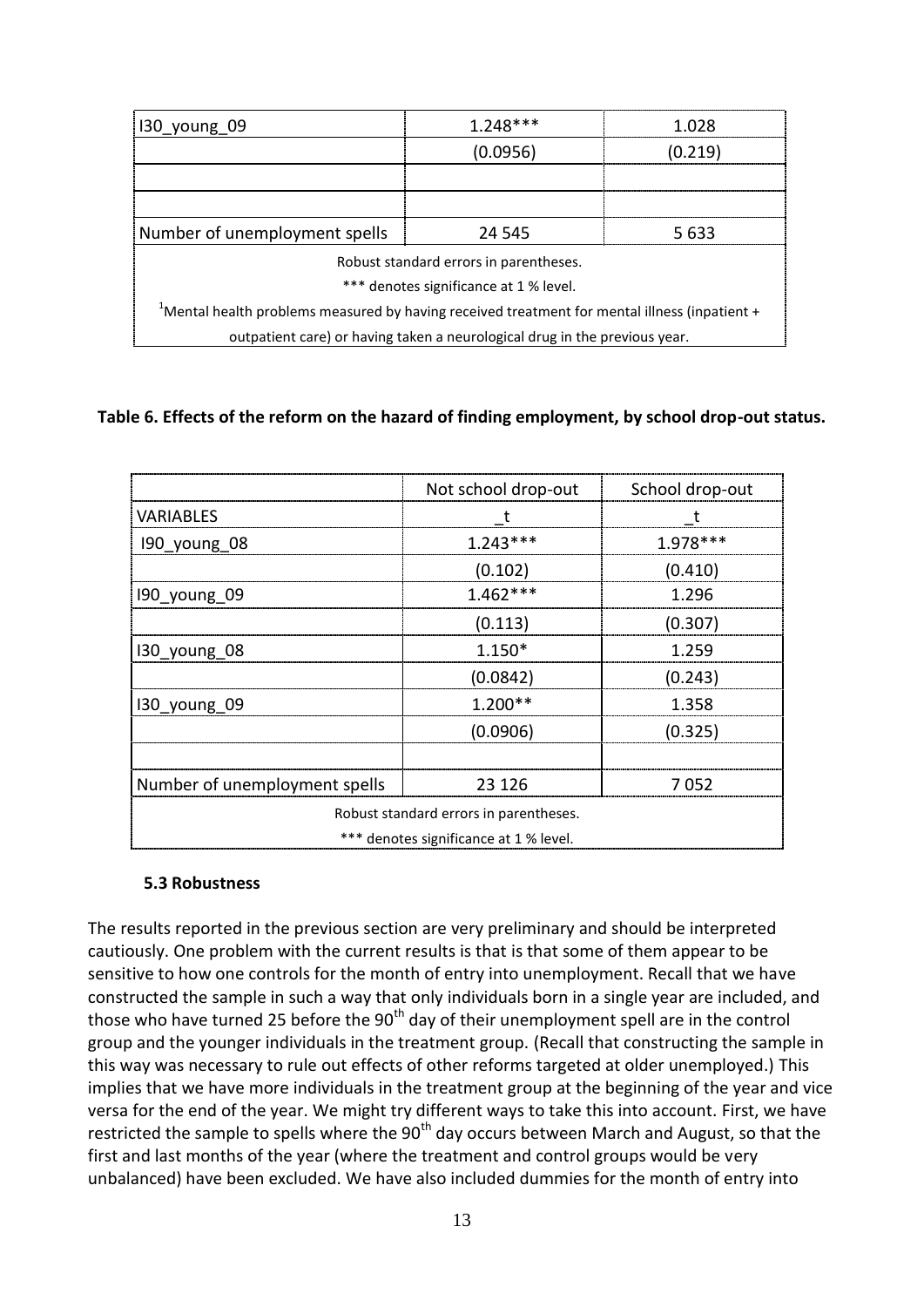| I30_young_09 | 1.248*** | 1.028 |
|---|---|---|
| | (0.0956) | (0.219) |
| | | |
| | | |
| Number of unemployment spells | 24 545 | 5 633 |

Robust standard errors in parentheses.

*** denotes significance at 1 % level.

[1]Mental health problems measured by having received treatment for mental illness (inpatient + outpatient care) or having taken a neurological drug in the previous year.

**Table 6. Effects of the reform on the hazard of finding employment, by school drop-out status.**

| | Not school drop-out | School drop-out |
|---|---|---|
| VARIABLES | _t | _t |
| I90_young_08 | 1.243*** | 1.978*** |
| | (0.102) | (0.410) |
| I90_young_09 | 1.462*** | 1.296 |
| | (0.113) | (0.307) |
| I30_young_08 | 1.150* | 1.259 |
| | (0.0842) | (0.243) |
| I30_young_09 | 1.200** | 1.358 |
| | (0.0906) | (0.325) |
| | | |
| Number of unemployment spells | 23 126 | 7 052 |

Robust standard errors in parentheses.

*** denotes significance at 1 % level.

### 5.3 Robustness

The results reported in the previous section are very preliminary and should be interpreted cautiously. One problem with the current results is that is that some of them appear to be sensitive to how one controls for the month of entry into unemployment. Recall that we have constructed the sample in such a way that only individuals born in a single year are included, and those who have turned 25 before the 90[th] day of their unemployment spell are in the control group and the younger individuals in the treatment group. (Recall that constructing the sample in this way was necessary to rule out effects of other reforms targeted at older unemployed.) This implies that we have more individuals in the treatment group at the beginning of the year and vice versa for the end of the year. We might try different ways to take this into account. First, we have restricted the sample to spells where the 90[th] day occurs between March and August, so that the first and last months of the year (where the treatment and control groups would be very unbalanced) have been excluded. We have also included dummies for the month of entry into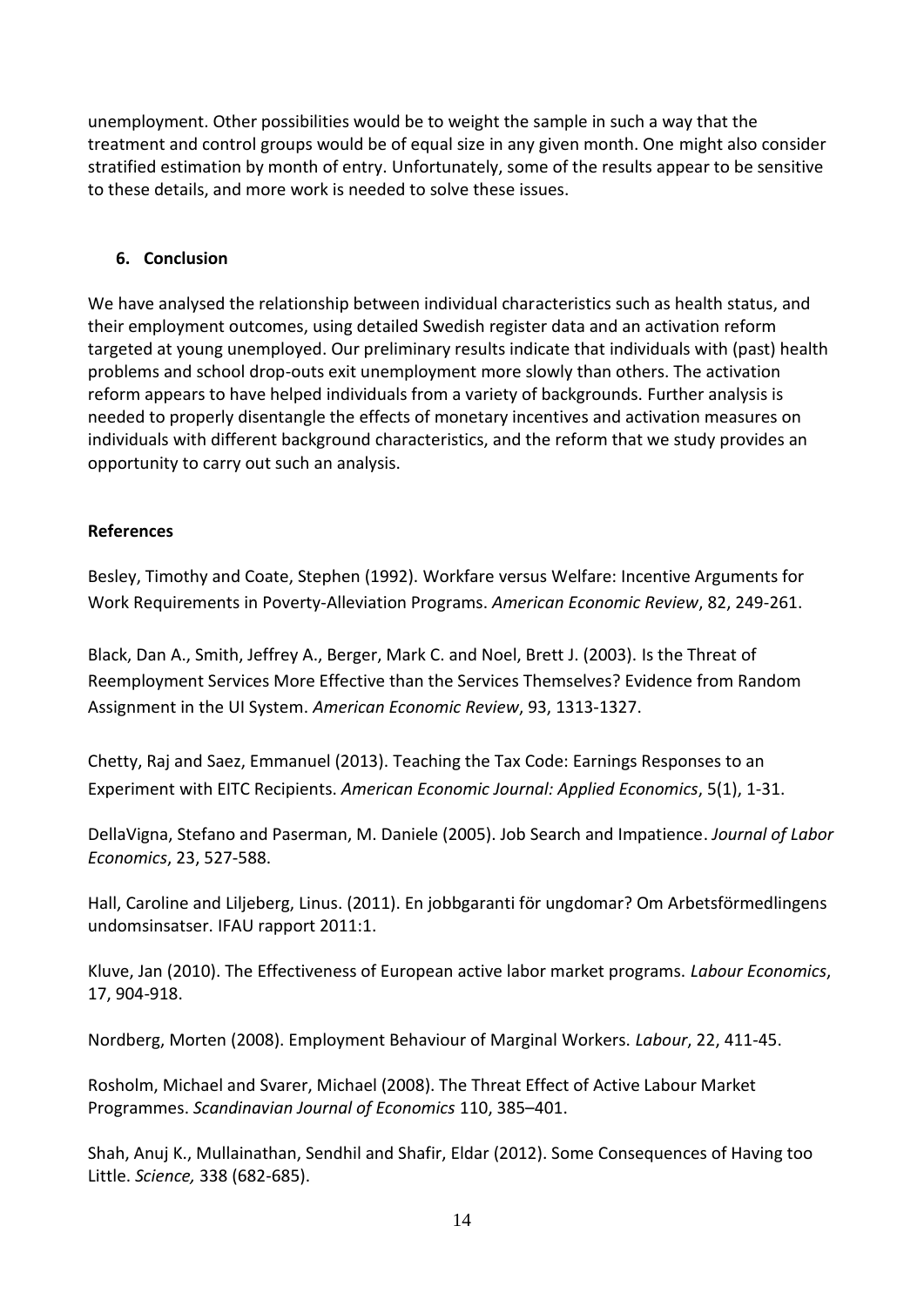unemployment. Other possibilities would be to weight the sample in such a way that the treatment and control groups would be of equal size in any given month. One might also consider stratified estimation by month of entry. Unfortunately, some of the results appear to be sensitive to these details, and more work is needed to solve these issues.

## 6. Conclusion

We have analysed the relationship between individual characteristics such as health status, and their employment outcomes, using detailed Swedish register data and an activation reform targeted at young unemployed. Our preliminary results indicate that individuals with (past) health problems and school drop-outs exit unemployment more slowly than others. The activation reform appears to have helped individuals from a variety of backgrounds. Further analysis is needed to properly disentangle the effects of monetary incentives and activation measures on individuals with different background characteristics, and the reform that we study provides an opportunity to carry out such an analysis.

## References

Besley, Timothy and Coate, Stephen (1992). Workfare versus Welfare: Incentive Arguments for Work Requirements in Poverty-Alleviation Programs. *American Economic Review*, 82, 249-261.

Black, Dan A., Smith, Jeffrey A., Berger, Mark C. and Noel, Brett J. (2003). Is the Threat of Reemployment Services More Effective than the Services Themselves? Evidence from Random Assignment in the UI System. *American Economic Review*, 93, 1313-1327.

Chetty, Raj and Saez, Emmanuel (2013). Teaching the Tax Code: Earnings Responses to an Experiment with EITC Recipients. *American Economic Journal: Applied Economics*, 5(1), 1-31.

DellaVigna, Stefano and Paserman, M. Daniele (2005). Job Search and Impatience. *Journal of Labor Economics*, 23, 527-588.

Hall, Caroline and Liljeberg, Linus. (2011). En jobbgaranti för ungdomar? Om Arbetsförmedlingens undomsinsatser. IFAU rapport 2011:1.

Kluve, Jan (2010). The Effectiveness of European active labor market programs. *Labour Economics*, 17, 904-918.

Nordberg, Morten (2008). Employment Behaviour of Marginal Workers. *Labour*, 22, 411-45.

Rosholm, Michael and Svarer, Michael (2008). The Threat Effect of Active Labour Market Programmes. *Scandinavian Journal of Economics* 110, 385–401.

Shah, Anuj K., Mullainathan, Sendhil and Shafir, Eldar (2012). Some Consequences of Having too Little. *Science,* 338 (682-685).